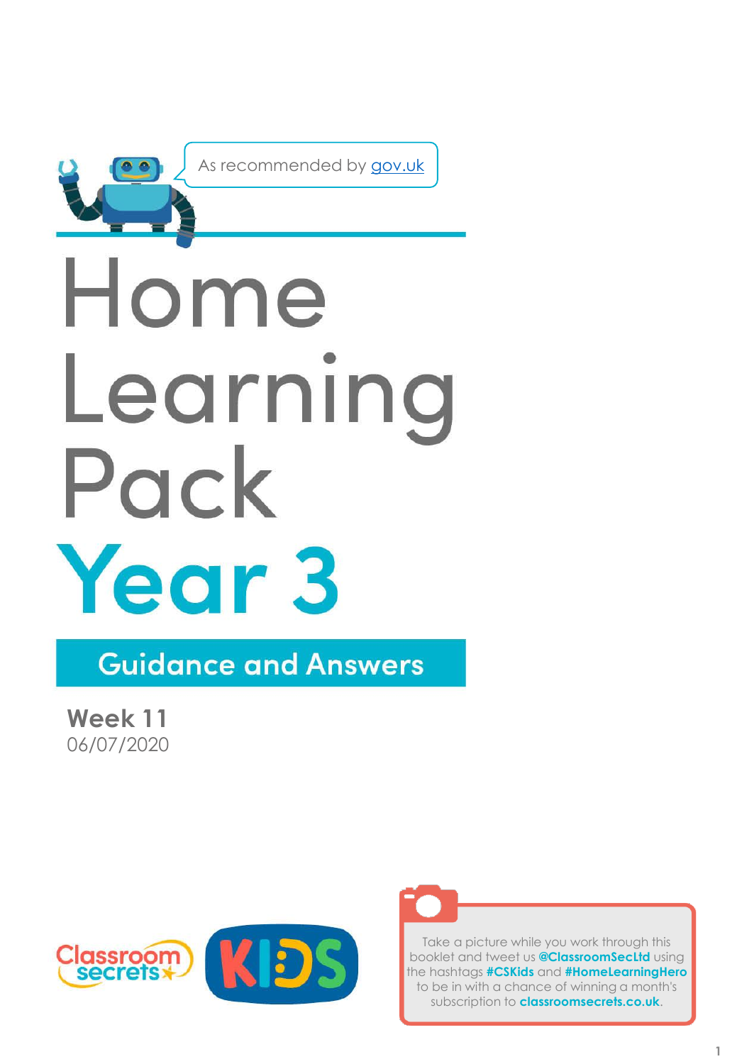As recommended by gov.uk

# Home Learning Pack

# Year 3

## Guidance and Answers

**Week 11**
06/07/2020

Classroom secrets KIDS

Take a picture while you work through this booklet and tweet us **@ClassroomSecLtd** using the hashtags **#CSKids** and **#HomeLearningHero** to be in with a chance of winning a month's subscription to **classroomsecrets.co.uk**.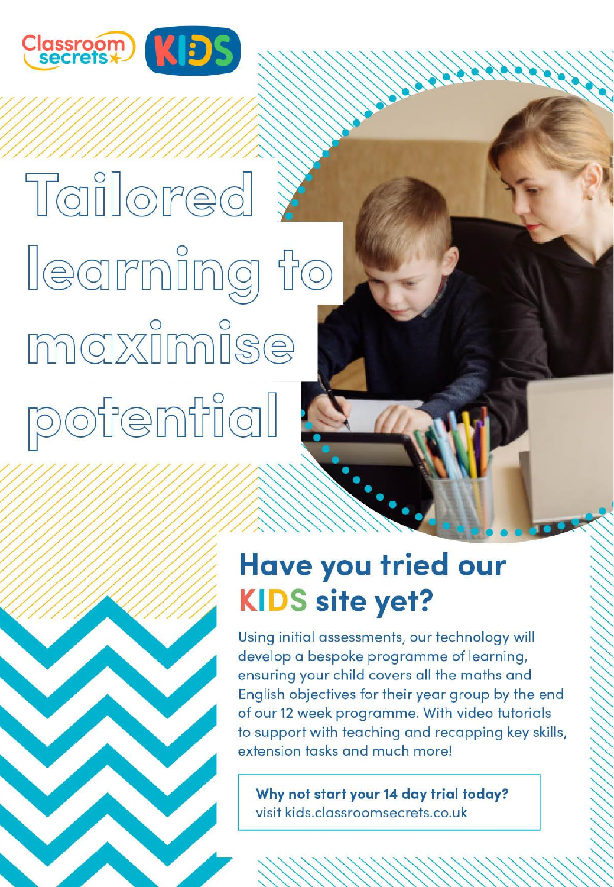Classroom secrets KIDS

# Tailored learning to maximise potential

## Have you tried our KIDS site yet?

Using initial assessments, our technology will develop a bespoke programme of learning, ensuring your child covers all the maths and English objectives for their year group by the end of our 12 week programme. With video tutorials to support with teaching and recapping key skills, extension tasks and much more!

**Why not start your 14 day trial today?**
visit kids.classroomsecrets.co.uk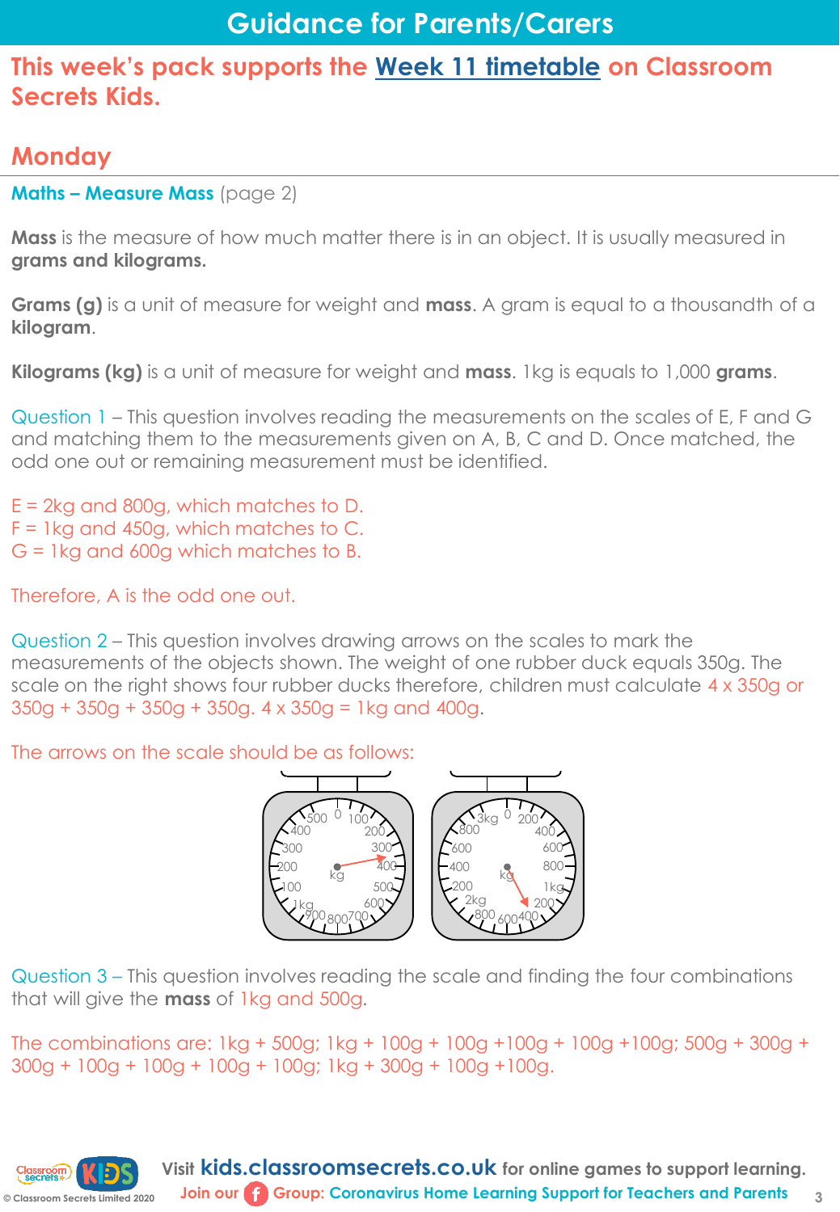# Guidance for Parents/Carers

## This week's pack supports the Week 11 timetable on Classroom Secrets Kids.

## Monday

**Maths – Measure Mass** (page 2)

**Mass** is the measure of how much matter there is in an object. It is usually measured in **grams and kilograms.**

**Grams (g)** is a unit of measure for weight and **mass**. A gram is equal to a thousandth of a **kilogram**.

**Kilograms (kg)** is a unit of measure for weight and **mass**. 1kg is equals to 1,000 **grams**.

Question 1 – This question involves reading the measurements on the scales of E, F and G and matching them to the measurements given on A, B, C and D. Once matched, the odd one out or remaining measurement must be identified.

E = 2kg and 800g, which matches to D.
F = 1kg and 450g, which matches to C.
G = 1kg and 600g which matches to B.

Therefore, A is the odd one out.

Question 2 – This question involves drawing arrows on the scales to mark the measurements of the objects shown. The weight of one rubber duck equals 350g. The scale on the right shows four rubber ducks therefore, children must calculate 4 x 350g or 350g + 350g + 350g + 350g. 4 x 350g = 1kg and 400g.

The arrows on the scale should be as follows:

Question 3 – This question involves reading the scale and finding the four combinations that will give the **mass** of 1kg and 500g.

The combinations are: 1kg + 500g; 1kg + 100g + 100g +100g + 100g +100g; 500g + 300g + 300g + 100g + 100g + 100g + 100g; 1kg + 300g + 100g +100g.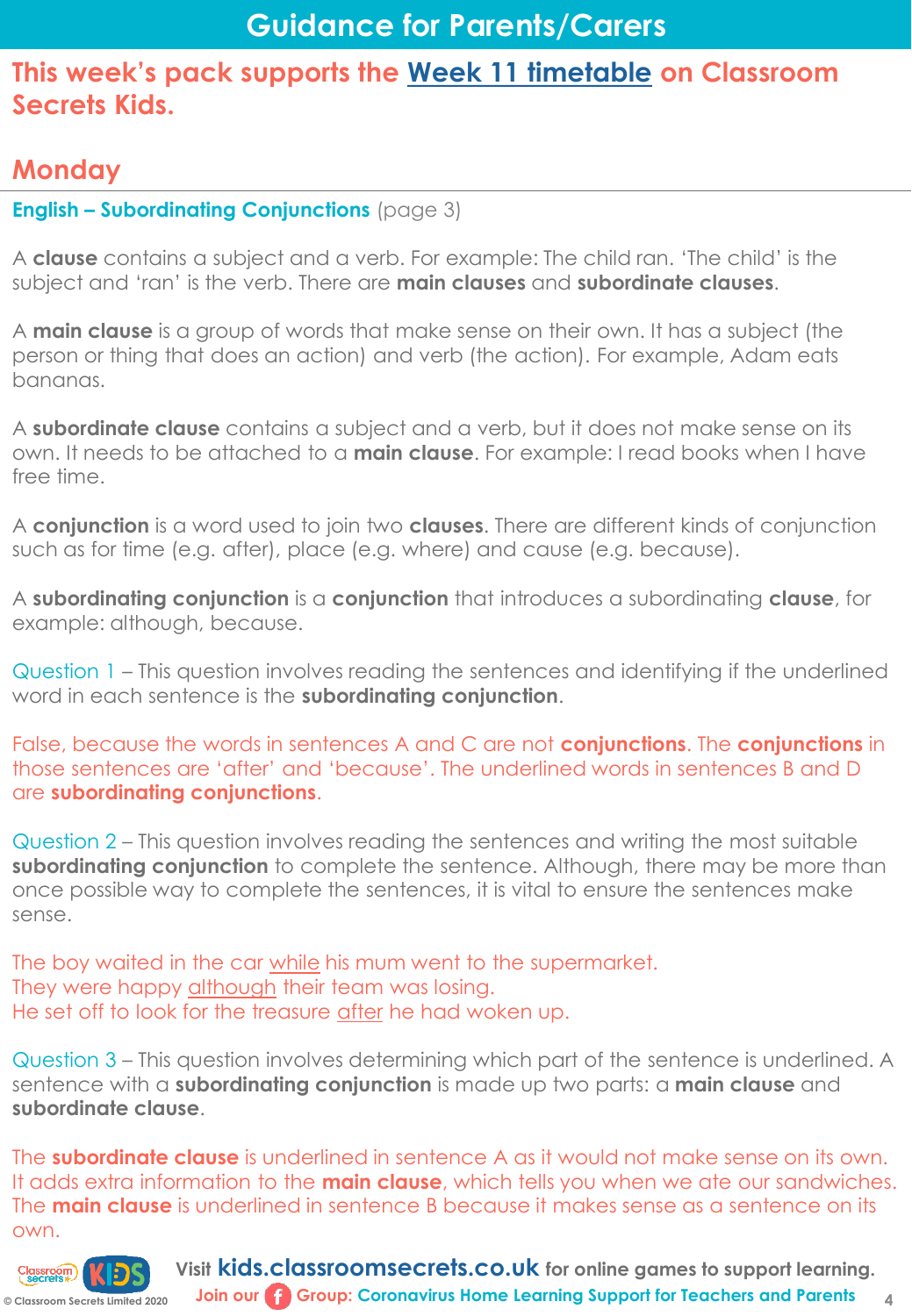# Guidance for Parents/Carers

## This week's pack supports the Week 11 timetable on Classroom Secrets Kids.

## Monday

**English – Subordinating Conjunctions** (page 3)

A **clause** contains a subject and a verb. For example: The child ran. 'The child' is the subject and 'ran' is the verb. There are **main clauses** and **subordinate clauses**.

A **main clause** is a group of words that make sense on their own. It has a subject (the person or thing that does an action) and verb (the action). For example, Adam eats bananas.

A **subordinate clause** contains a subject and a verb, but it does not make sense on its own. It needs to be attached to a **main clause**. For example: I read books when I have free time.

A **conjunction** is a word used to join two **clauses**. There are different kinds of conjunction such as for time (e.g. after), place (e.g. where) and cause (e.g. because).

A **subordinating conjunction** is a **conjunction** that introduces a subordinating **clause**, for example: although, because.

Question 1 – This question involves reading the sentences and identifying if the underlined word in each sentence is the **subordinating conjunction**.

False, because the words in sentences A and C are not **conjunctions**. The **conjunctions** in those sentences are 'after' and 'because'. The underlined words in sentences B and D are **subordinating conjunctions**.

Question 2 – This question involves reading the sentences and writing the most suitable **subordinating conjunction** to complete the sentence. Although, there may be more than once possible way to complete the sentences, it is vital to ensure the sentences make sense.

The boy waited in the car while his mum went to the supermarket.
They were happy although their team was losing.
He set off to look for the treasure after he had woken up.

Question 3 – This question involves determining which part of the sentence is underlined. A sentence with a **subordinating conjunction** is made up two parts: a **main clause** and **subordinate clause**.

The **subordinate clause** is underlined in sentence A as it would not make sense on its own. It adds extra information to the **main clause**, which tells you when we ate our sandwiches. The **main clause** is underlined in sentence B because it makes sense as a sentence on its own.

Visit **kids.classroomsecrets.co.uk** for online games to support learning.
Join our Group: Coronavirus Home Learning Support for Teachers and Parents

© Classroom Secrets Limited 2020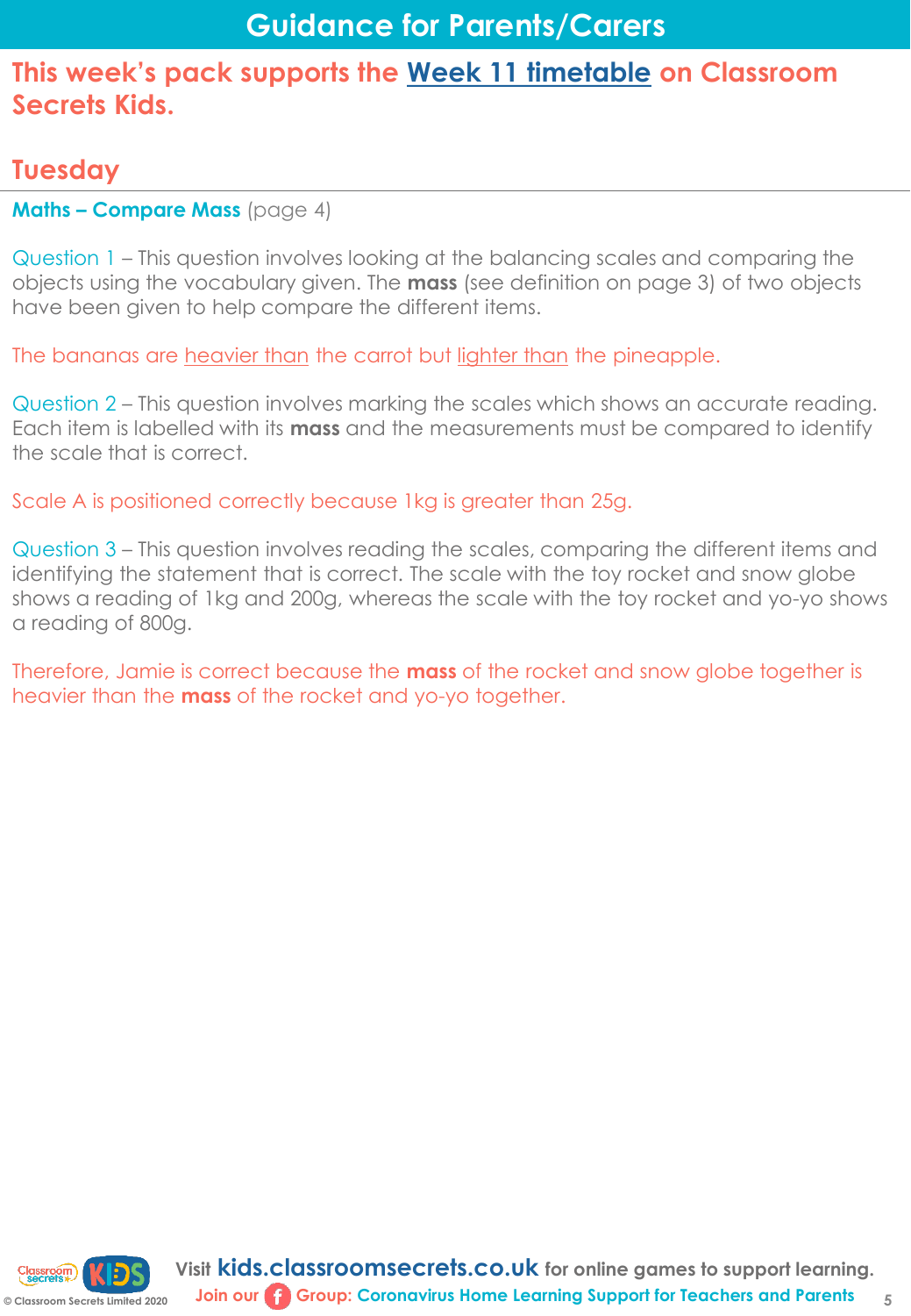# Guidance for Parents/Carers

**This week's pack supports the Week 11 timetable on Classroom Secrets Kids.**

## Tuesday

**Maths – Compare Mass** (page 4)

Question 1 – This question involves looking at the balancing scales and comparing the objects using the vocabulary given. The **mass** (see definition on page 3) of two objects have been given to help compare the different items.

The bananas are heavier than the carrot but lighter than the pineapple.

Question 2 – This question involves marking the scales which shows an accurate reading. Each item is labelled with its **mass** and the measurements must be compared to identify the scale that is correct.

Scale A is positioned correctly because 1kg is greater than 25g.

Question 3 – This question involves reading the scales, comparing the different items and identifying the statement that is correct. The scale with the toy rocket and snow globe shows a reading of 1kg and 200g, whereas the scale with the toy rocket and yo-yo shows a reading of 800g.

Therefore, Jamie is correct because the **mass** of the rocket and snow globe together is heavier than the **mass** of the rocket and yo-yo together.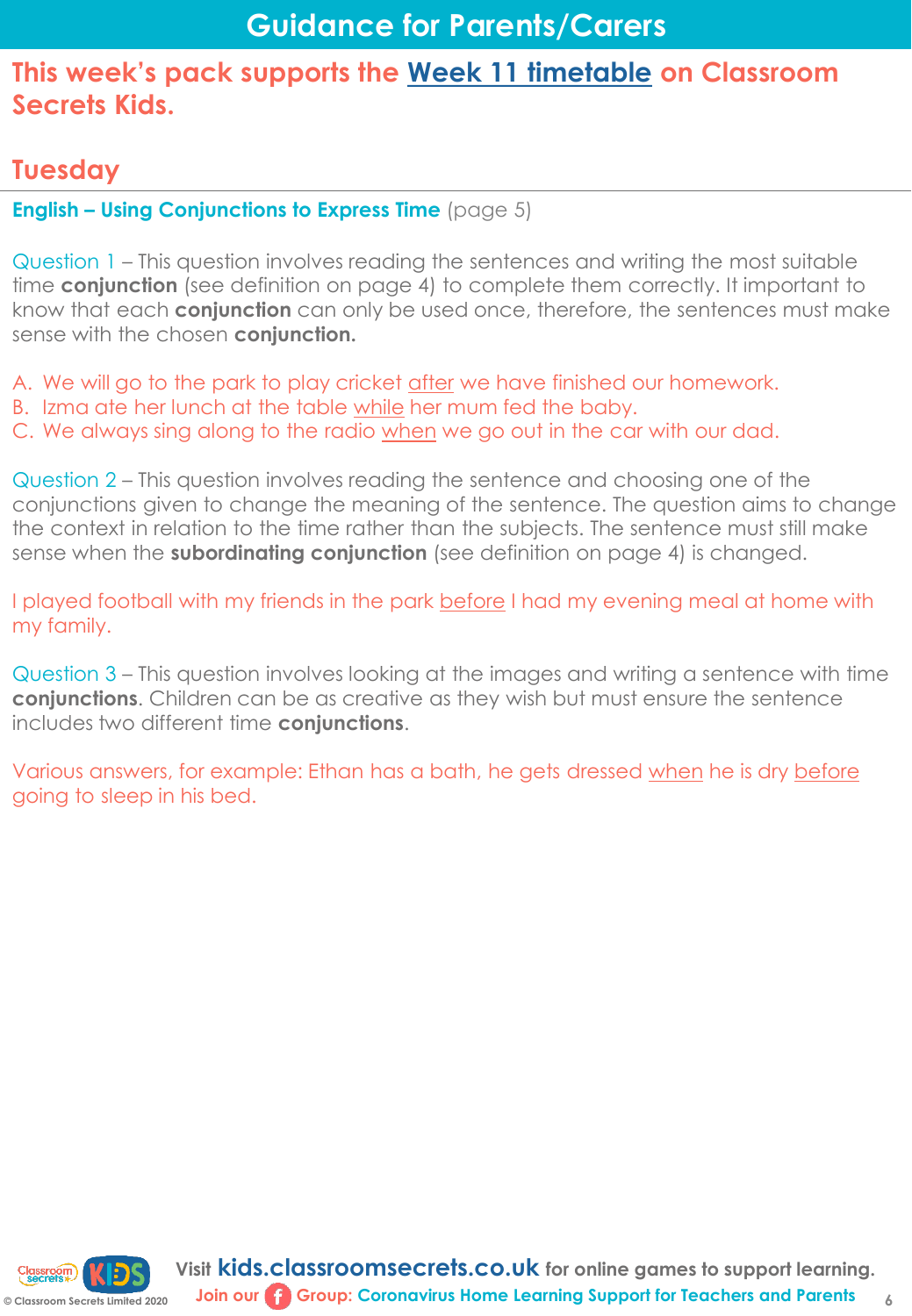# Guidance for Parents/Carers

## This week's pack supports the Week 11 timetable on Classroom Secrets Kids.

## Tuesday

**English – Using Conjunctions to Express Time** (page 5)

Question 1 – This question involves reading the sentences and writing the most suitable time **conjunction** (see definition on page 4) to complete them correctly. It important to know that each **conjunction** can only be used once, therefore, the sentences must make sense with the chosen **conjunction.**

A. We will go to the park to play cricket after we have finished our homework.
B. Izma ate her lunch at the table while her mum fed the baby.
C. We always sing along to the radio when we go out in the car with our dad.

Question 2 – This question involves reading the sentence and choosing one of the conjunctions given to change the meaning of the sentence. The question aims to change the context in relation to the time rather than the subjects. The sentence must still make sense when the **subordinating conjunction** (see definition on page 4) is changed.

I played football with my friends in the park before I had my evening meal at home with my family.

Question 3 – This question involves looking at the images and writing a sentence with time **conjunctions**. Children can be as creative as they wish but must ensure the sentence includes two different time **conjunctions**.

Various answers, for example: Ethan has a bath, he gets dressed when he is dry before going to sleep in his bed.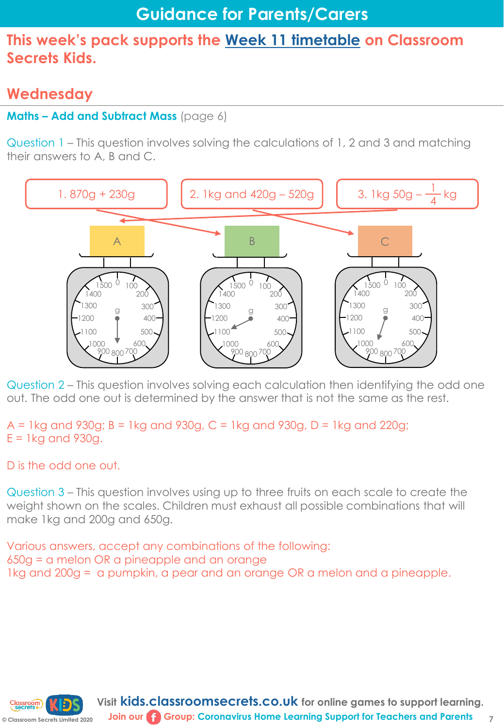# Guidance for Parents/Carers

## This week's pack supports the Week 11 timetable on Classroom Secrets Kids.

## Wednesday

**Maths – Add and Subtract Mass** (page 6)

Question 1 – This question involves solving the calculations of 1, 2 and 3 and matching their answers to A, B and C.

1. 870g + 230g
2. 1kg and 420g – 520g
3. 1kg 50g – $\frac{1}{4}$ kg

A B C

Question 2 – This question involves solving each calculation then identifying the odd one out. The odd one out is determined by the answer that is not the same as the rest.

A = 1kg and 930g; B = 1kg and 930g, C = 1kg and 930g, D = 1kg and 220g; E = 1kg and 930g.

D is the odd one out.

Question 3 – This question involves using up to three fruits on each scale to create the weight shown on the scales. Children must exhaust all possible combinations that will make 1kg and 200g and 650g.

Various answers, accept any combinations of the following:
650g = a melon OR a pineapple and an orange
1kg and 200g = a pumpkin, a pear and an orange OR a melon and a pineapple.

Visit kids.classroomsecrets.co.uk for online games to support learning.
Join our Group: Coronavirus Home Learning Support for Teachers and Parents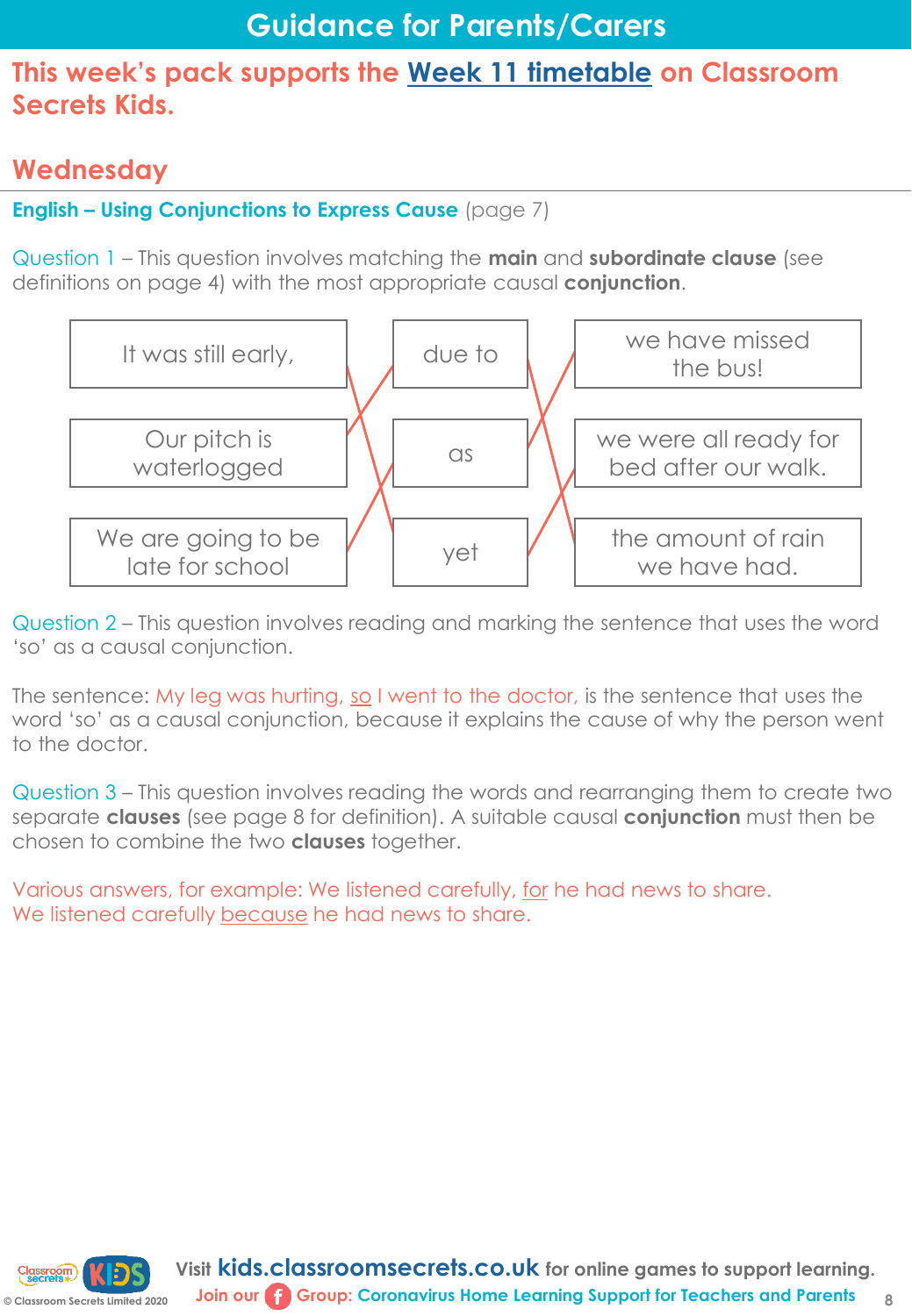# Guidance for Parents/Carers

## This week's pack supports the Week 11 timetable on Classroom Secrets Kids.

## Wednesday

**English – Using Conjunctions to Express Cause** (page 7)

Question 1 – This question involves matching the **main** and **subordinate clause** (see definitions on page 4) with the most appropriate causal **conjunction**.

| Main clause | Conjunction | Subordinate clause |
| --- | --- | --- |
| It was still early, | yet | we were all ready for bed after our walk. |
| Our pitch is waterlogged | due to | the amount of rain we have had. |
| We are going to be late for school | as | we have missed the bus! |

Question 2 – This question involves reading and marking the sentence that uses the word 'so' as a causal conjunction.

The sentence: My leg was hurting, so I went to the doctor, is the sentence that uses the word 'so' as a causal conjunction, because it explains the cause of why the person went to the doctor.

Question 3 – This question involves reading the words and rearranging them to create two separate **clauses** (see page 8 for definition). A suitable causal **conjunction** must then be chosen to combine the two **clauses** together.

Various answers, for example: We listened carefully, for he had news to share.
We listened carefully because he had news to share.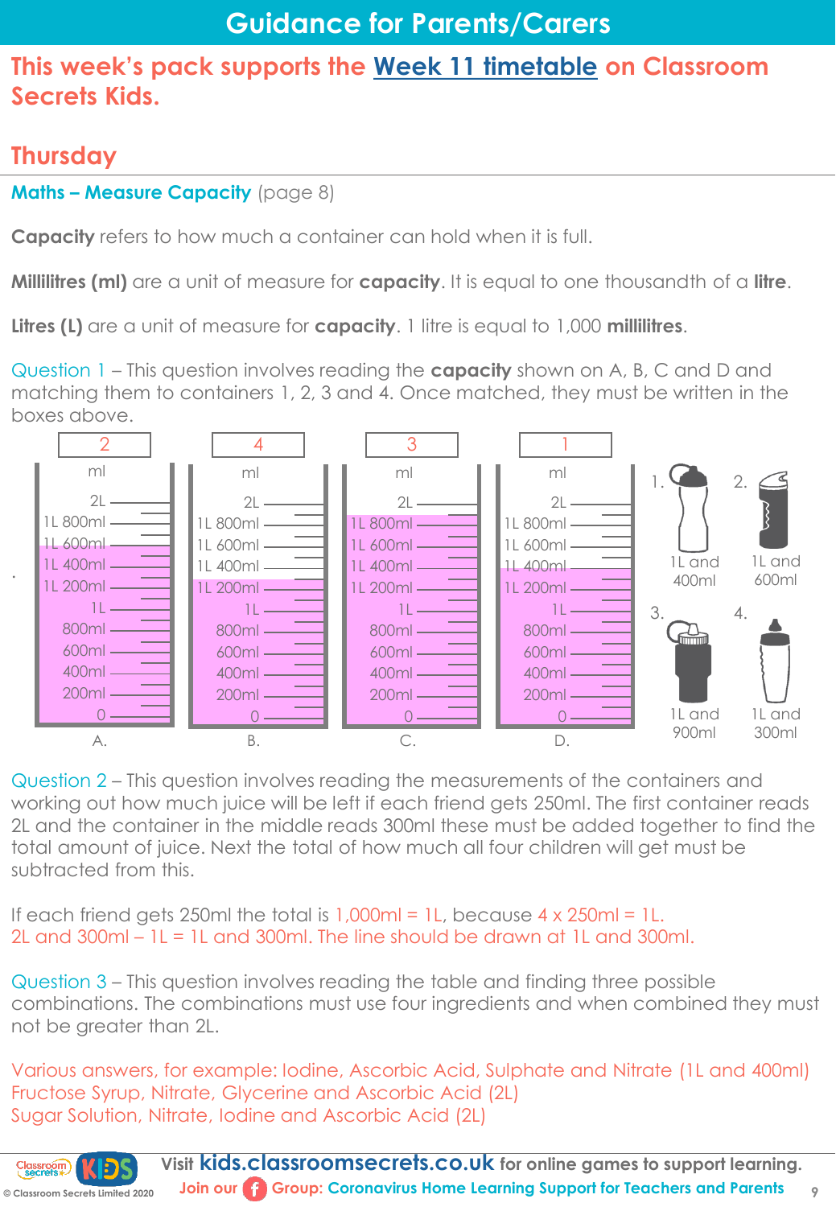# Guidance for Parents/Carers

## This week's pack supports the Week 11 timetable on Classroom Secrets Kids.

## Thursday

**Maths – Measure Capacity** (page 8)

**Capacity** refers to how much a container can hold when it is full.

**Millilitres (ml)** are a unit of measure for **capacity**. It is equal to one thousandth of a **litre**.

**Litres (L)** are a unit of measure for **capacity**. 1 litre is equal to 1,000 **millilitres**.

Question 1 – This question involves reading the **capacity** shown on A, B, C and D and matching them to containers 1, 2, 3 and 4. Once matched, they must be written in the boxes above.

| | A. | B. | C. | D. |
|---|---|---|---|---|
| Box answer | 2 | 4 | 3 | 1 |

Containers:

1. 1L and 400ml
2. 1L and 600ml
3. 1L and 900ml
4. 1L and 300ml

Question 2 – This question involves reading the measurements of the containers and working out how much juice will be left if each friend gets 250ml. The first container reads 2L and the container in the middle reads 300ml these must be added together to find the total amount of juice. Next the total of how much all four children will get must be subtracted from this.

If each friend gets 250ml the total is 1,000ml = 1L, because 4 x 250ml = 1L.
2L and 300ml – 1L = 1L and 300ml. The line should be drawn at 1L and 300ml.

Question 3 – This question involves reading the table and finding three possible combinations. The combinations must use four ingredients and when combined they must not be greater than 2L.

Various answers, for example: Iodine, Ascorbic Acid, Sulphate and Nitrate (1L and 400ml)
Fructose Syrup, Nitrate, Glycerine and Ascorbic Acid (2L)
Sugar Solution, Nitrate, Iodine and Ascorbic Acid (2L)

Visit **kids.classroomsecrets.co.uk** for online games to support learning.
Join our Group: Coronavirus Home Learning Support for Teachers and Parents

© Classroom Secrets Limited 2020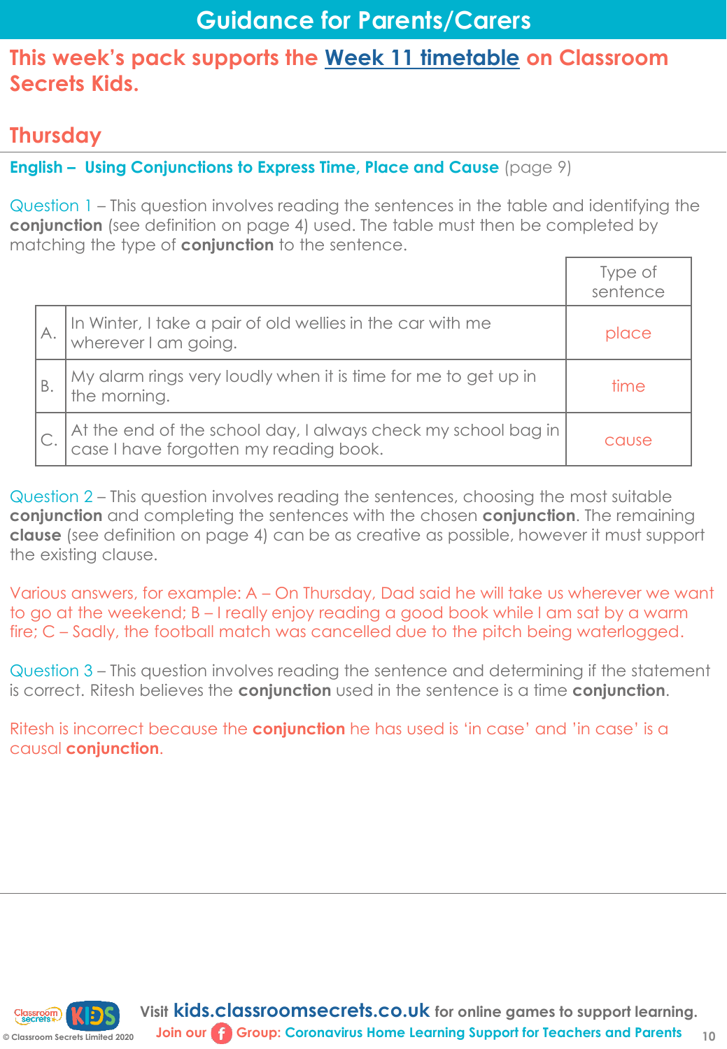# Guidance for Parents/Carers

## This week's pack supports the Week 11 timetable on Classroom Secrets Kids.

## Thursday

**English – Using Conjunctions to Express Time, Place and Cause** (page 9)

Question 1 – This question involves reading the sentences in the table and identifying the **conjunction** (see definition on page 4) used. The table must then be completed by matching the type of **conjunction** to the sentence.

| | | Type of sentence |
|---|---|---|
| A. | In Winter, I take a pair of old wellies in the car with me wherever I am going. | place |
| B. | My alarm rings very loudly when it is time for me to get up in the morning. | time |
| C. | At the end of the school day, I always check my school bag in case I have forgotten my reading book. | cause |

Question 2 – This question involves reading the sentences, choosing the most suitable **conjunction** and completing the sentences with the chosen **conjunction**. The remaining **clause** (see definition on page 4) can be as creative as possible, however it must support the existing clause.

Various answers, for example: A – On Thursday, Dad said he will take us wherever we want to go at the weekend; B – I really enjoy reading a good book while I am sat by a warm fire; C – Sadly, the football match was cancelled due to the pitch being waterlogged.

Question 3 – This question involves reading the sentence and determining if the statement is correct. Ritesh believes the **conjunction** used in the sentence is a time **conjunction**.

Ritesh is incorrect because the **conjunction** he has used is 'in case' and 'in case' is a causal **conjunction**.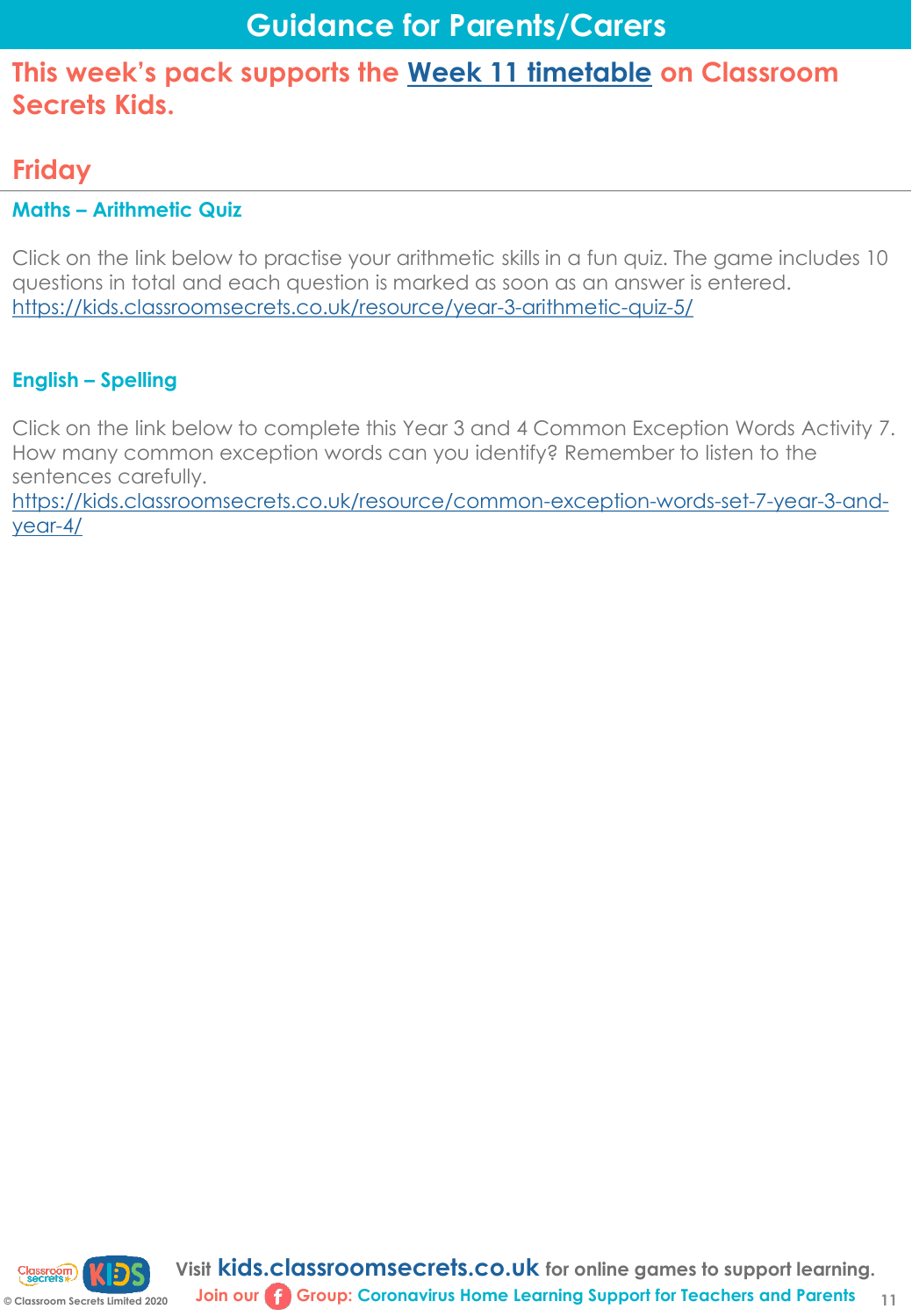# Guidance for Parents/Carers

**This week's pack supports the Week 11 timetable on Classroom Secrets Kids.**

## Friday

### Maths – Arithmetic Quiz

Click on the link below to practise your arithmetic skills in a fun quiz. The game includes 10 questions in total and each question is marked as soon as an answer is entered.
https://kids.classroomsecrets.co.uk/resource/year-3-arithmetic-quiz-5/

### English – Spelling

Click on the link below to complete this Year 3 and 4 Common Exception Words Activity 7. How many common exception words can you identify? Remember to listen to the sentences carefully.
https://kids.classroomsecrets.co.uk/resource/common-exception-words-set-7-year-3-and-year-4/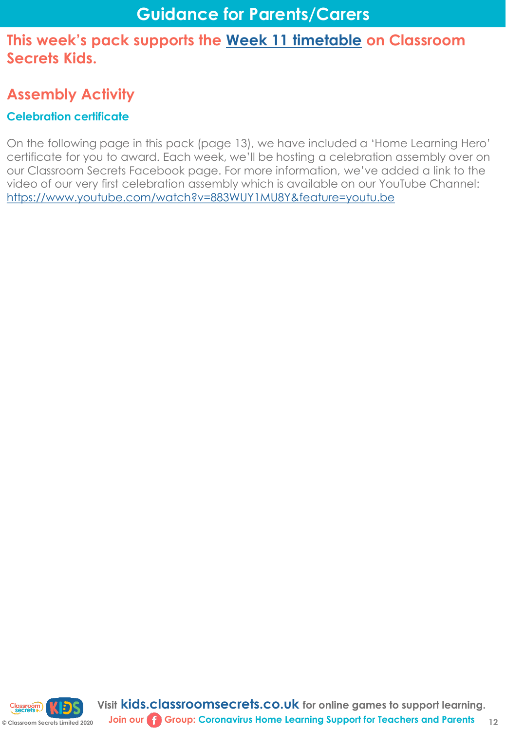# Guidance for Parents/Carers

**This week's pack supports the Week 11 timetable on Classroom Secrets Kids.**

## Assembly Activity

### Celebration certificate

On the following page in this pack (page 13), we have included a 'Home Learning Hero' certificate for you to award. Each week, we'll be hosting a celebration assembly over on our Classroom Secrets Facebook page. For more information, we've added a link to the video of our very first celebration assembly which is available on our YouTube Channel: https://www.youtube.com/watch?v=883WUY1MU8Y&feature=youtu.be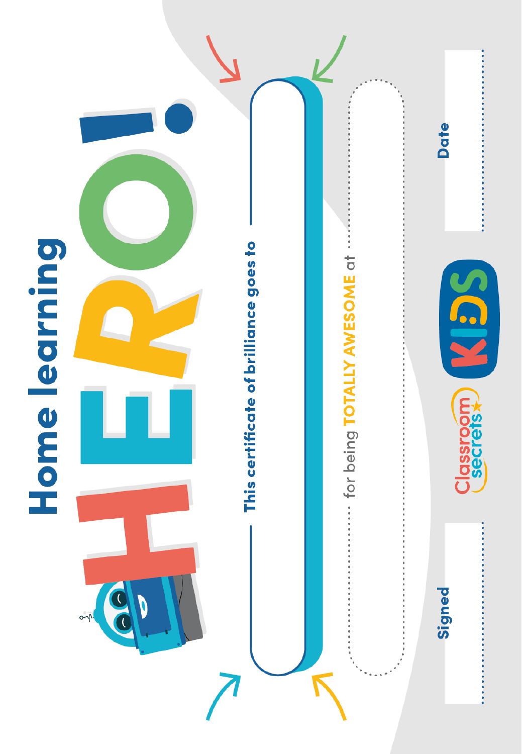# Home learning HERO!

This certificate of brilliance goes to

for being **TOTALLY AWESOME** at

Signed

Date

Classroom secrets KIDS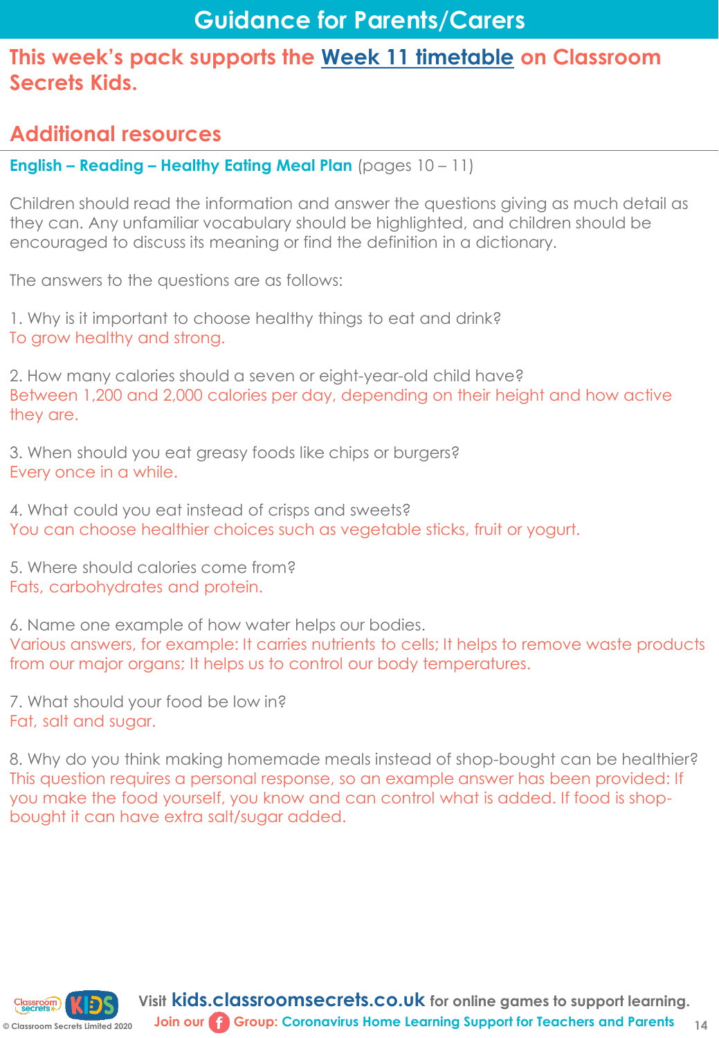# Guidance for Parents/Carers

## This week's pack supports the Week 11 timetable on Classroom Secrets Kids.

## Additional resources

**English – Reading – Healthy Eating Meal Plan** (pages 10 – 11)

Children should read the information and answer the questions giving as much detail as they can. Any unfamiliar vocabulary should be highlighted, and children should be encouraged to discuss its meaning or find the definition in a dictionary.

The answers to the questions are as follows:

1. Why is it important to choose healthy things to eat and drink?
To grow healthy and strong.

2. How many calories should a seven or eight-year-old child have?
Between 1,200 and 2,000 calories per day, depending on their height and how active they are.

3. When should you eat greasy foods like chips or burgers?
Every once in a while.

4. What could you eat instead of crisps and sweets?
You can choose healthier choices such as vegetable sticks, fruit or yogurt.

5. Where should calories come from?
Fats, carbohydrates and protein.

6. Name one example of how water helps our bodies.
Various answers, for example: It carries nutrients to cells; It helps to remove waste products from our major organs; It helps us to control our body temperatures.

7. What should your food be low in?
Fat, salt and sugar.

8. Why do you think making homemade meals instead of shop-bought can be healthier?
This question requires a personal response, so an example answer has been provided: If you make the food yourself, you know and can control what is added. If food is shop-bought it can have extra salt/sugar added.

Visit kids.classroomsecrets.co.uk for online games to support learning.
Join our Group: Coronavirus Home Learning Support for Teachers and Parents